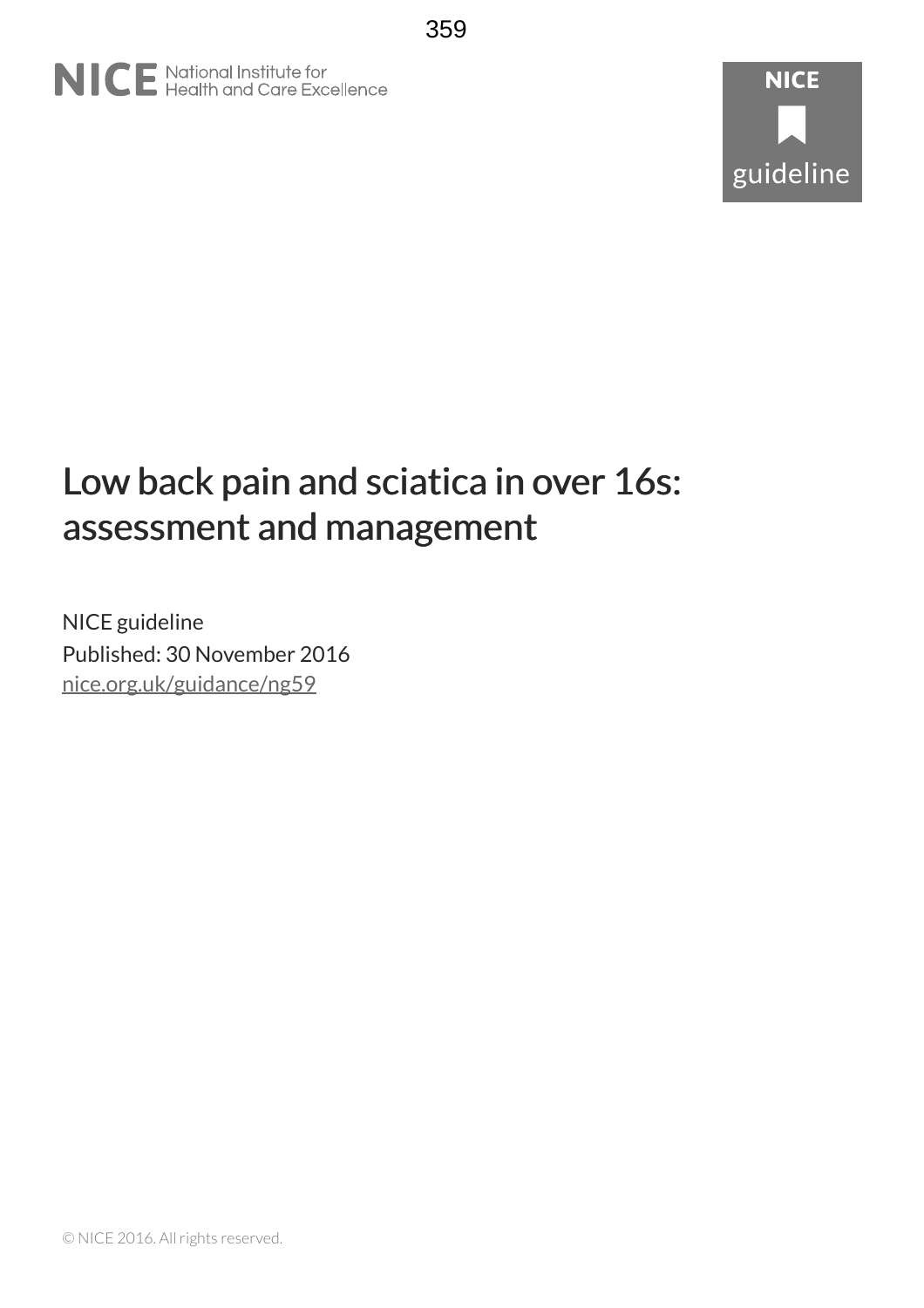NICE National Institute for Health and Care Excellence

NICE guideline

# Low back pain and sciatica in over 16s: assessment and management

NICE guideline

Published: 30 November 2016

nice.org.uk/guidance/ng59

© NICE 2016. All rights reserved.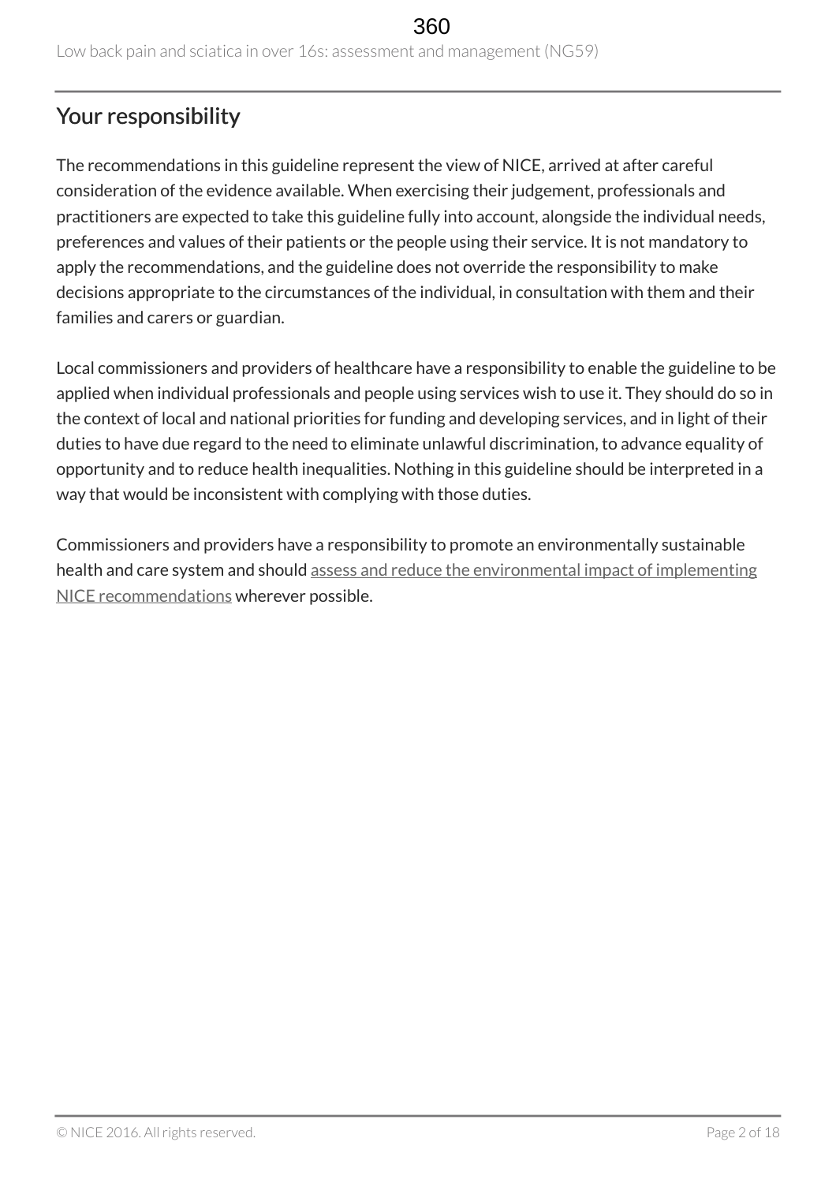## Your responsibility

The recommendations in this guideline represent the view of NICE, arrived at after careful consideration of the evidence available. When exercising their judgement, professionals and practitioners are expected to take this guideline fully into account, alongside the individual needs, preferences and values of their patients or the people using their service. It is not mandatory to apply the recommendations, and the guideline does not override the responsibility to make decisions appropriate to the circumstances of the individual, in consultation with them and their families and carers or guardian.

Local commissioners and providers of healthcare have a responsibility to enable the guideline to be applied when individual professionals and people using services wish to use it. They should do so in the context of local and national priorities for funding and developing services, and in light of their duties to have due regard to the need to eliminate unlawful discrimination, to advance equality of opportunity and to reduce health inequalities. Nothing in this guideline should be interpreted in a way that would be inconsistent with complying with those duties.

Commissioners and providers have a responsibility to promote an environmentally sustainable health and care system and should assess and reduce the environmental impact of implementing NICE recommendations wherever possible.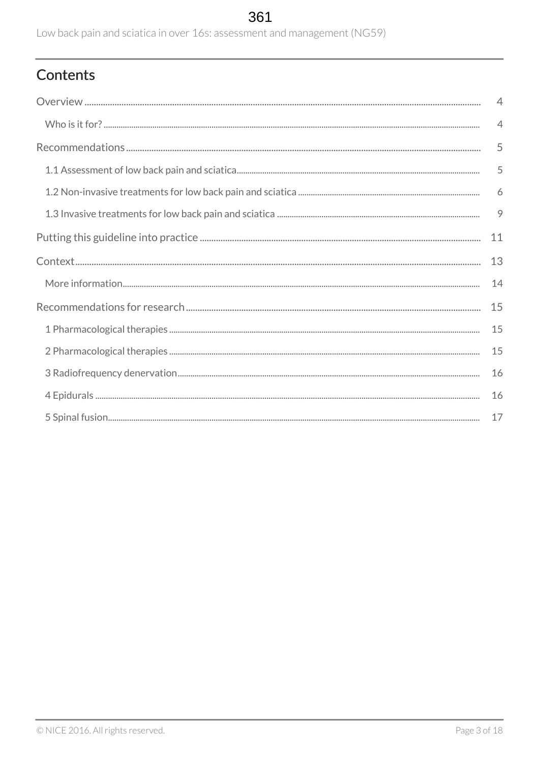## Contents

Overview .......... 4

Who is it for? .......... 4

Recommendations .......... 5

1.1 Assessment of low back pain and sciatica .......... 5

1.2 Non-invasive treatments for low back pain and sciatica .......... 6

1.3 Invasive treatments for low back pain and sciatica .......... 9

Putting this guideline into practice .......... 11

Context .......... 13

More information .......... 14

Recommendations for research .......... 15

1 Pharmacological therapies .......... 15

2 Pharmacological therapies .......... 15

3 Radiofrequency denervation .......... 16

4 Epidurals .......... 16

5 Spinal fusion .......... 17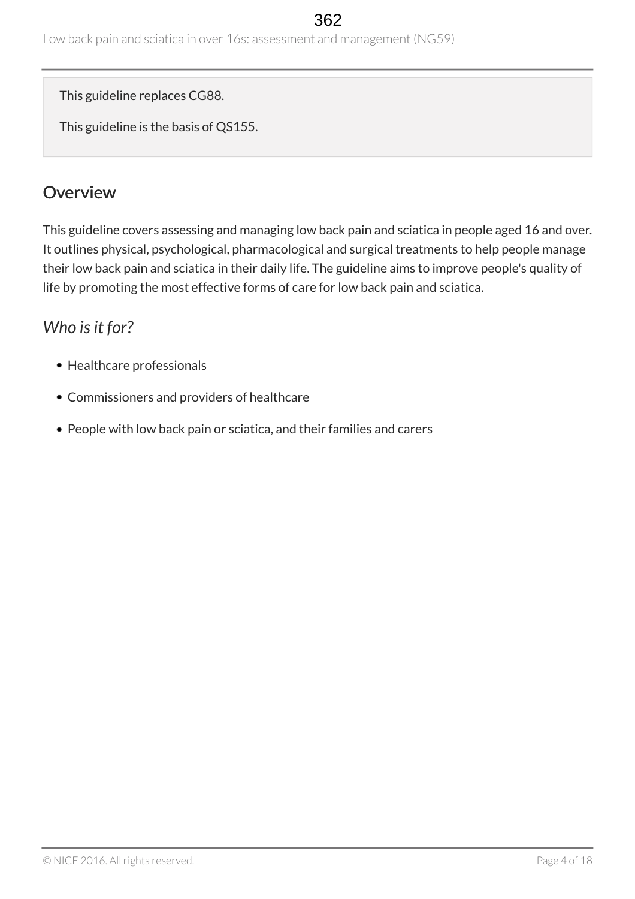This guideline replaces CG88.

This guideline is the basis of QS155.

## Overview

This guideline covers assessing and managing low back pain and sciatica in people aged 16 and over. It outlines physical, psychological, pharmacological and surgical treatments to help people manage their low back pain and sciatica in their daily life. The guideline aims to improve people's quality of life by promoting the most effective forms of care for low back pain and sciatica.

### *Who is it for?*

- Healthcare professionals
- Commissioners and providers of healthcare
- People with low back pain or sciatica, and their families and carers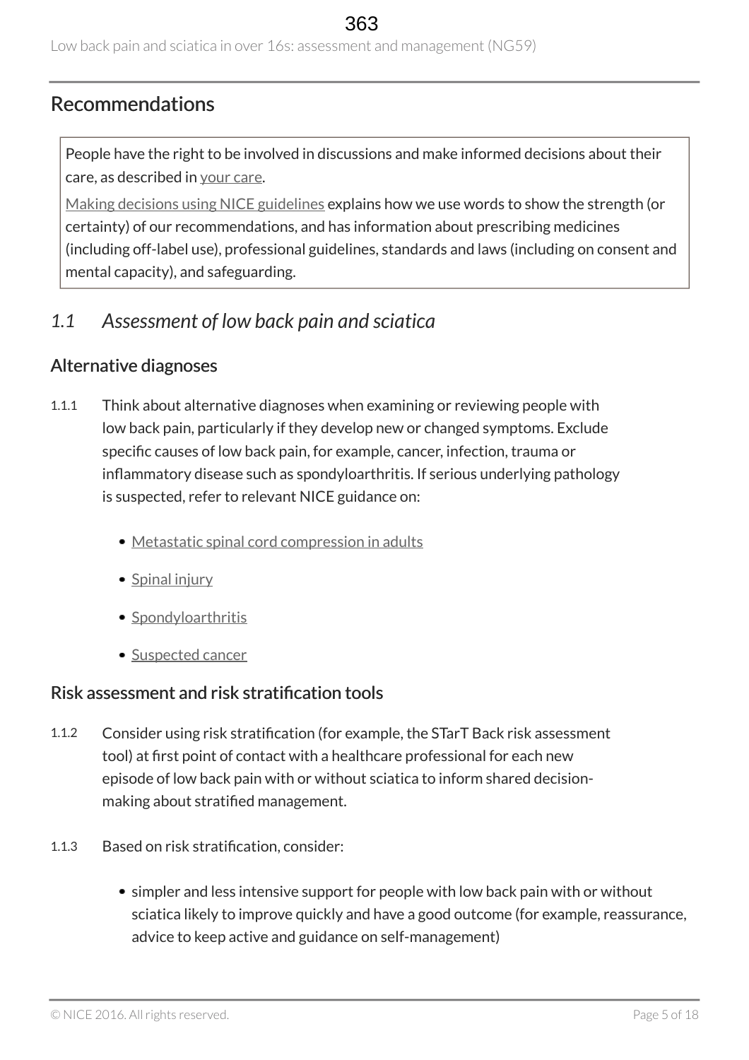## Recommendations

People have the right to be involved in discussions and make informed decisions about their care, as described in your care.

Making decisions using NICE guidelines explains how we use words to show the strength (or certainty) of our recommendations, and has information about prescribing medicines (including off-label use), professional guidelines, standards and laws (including on consent and mental capacity), and safeguarding.

### *1.1 Assessment of low back pain and sciatica*

#### Alternative diagnoses

1.1.1 Think about alternative diagnoses when examining or reviewing people with low back pain, particularly if they develop new or changed symptoms. Exclude specific causes of low back pain, for example, cancer, infection, trauma or inflammatory disease such as spondyloarthritis. If serious underlying pathology is suspected, refer to relevant NICE guidance on:

- Metastatic spinal cord compression in adults
- Spinal injury
- Spondyloarthritis
- Suspected cancer

#### Risk assessment and risk stratification tools

1.1.2 Consider using risk stratification (for example, the STarT Back risk assessment tool) at first point of contact with a healthcare professional for each new episode of low back pain with or without sciatica to inform shared decision-making about stratified management.

1.1.3 Based on risk stratification, consider:

- simpler and less intensive support for people with low back pain with or without sciatica likely to improve quickly and have a good outcome (for example, reassurance, advice to keep active and guidance on self-management)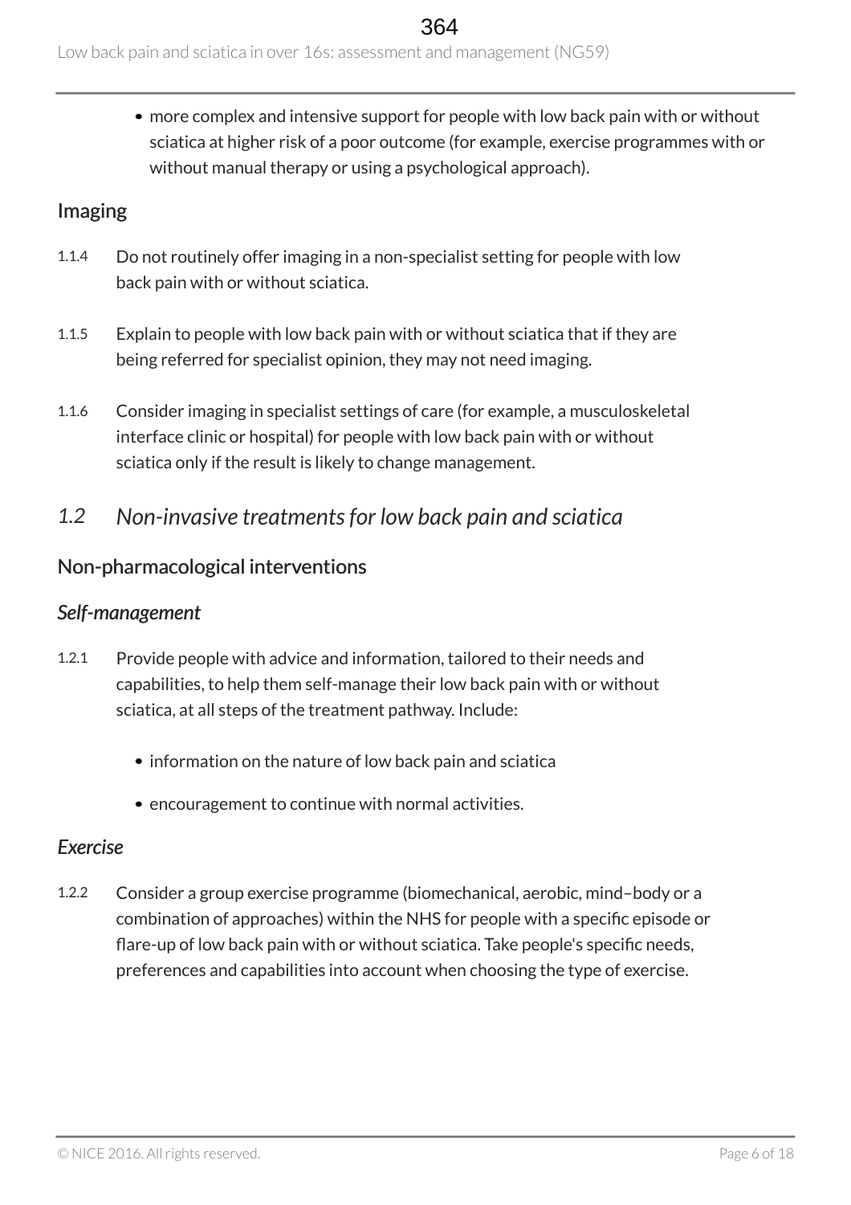- more complex and intensive support for people with low back pain with or without sciatica at higher risk of a poor outcome (for example, exercise programmes with or without manual therapy or using a psychological approach).

### Imaging

1.1.4 Do not routinely offer imaging in a non-specialist setting for people with low back pain with or without sciatica.

1.1.5 Explain to people with low back pain with or without sciatica that if they are being referred for specialist opinion, they may not need imaging.

1.1.6 Consider imaging in specialist settings of care (for example, a musculoskeletal interface clinic or hospital) for people with low back pain with or without sciatica only if the result is likely to change management.

## *1.2 Non-invasive treatments for low back pain and sciatica*

### Non-pharmacological interventions

#### *Self-management*

1.2.1 Provide people with advice and information, tailored to their needs and capabilities, to help them self-manage their low back pain with or without sciatica, at all steps of the treatment pathway. Include:

- information on the nature of low back pain and sciatica
- encouragement to continue with normal activities.

#### *Exercise*

1.2.2 Consider a group exercise programme (biomechanical, aerobic, mind–body or a combination of approaches) within the NHS for people with a specific episode or flare-up of low back pain with or without sciatica. Take people's specific needs, preferences and capabilities into account when choosing the type of exercise.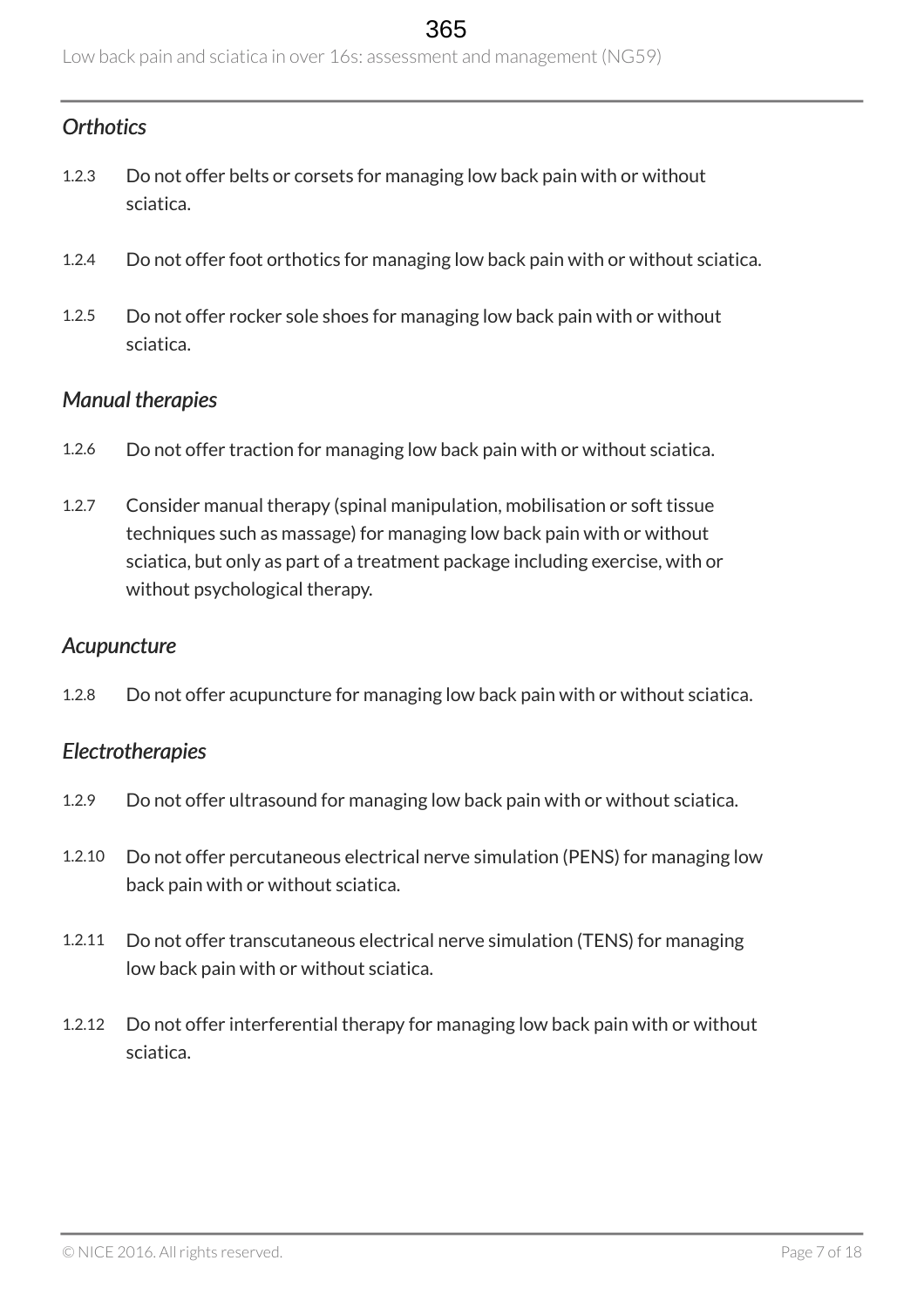### *Orthotics*

1.2.3 Do not offer belts or corsets for managing low back pain with or without sciatica.

1.2.4 Do not offer foot orthotics for managing low back pain with or without sciatica.

1.2.5 Do not offer rocker sole shoes for managing low back pain with or without sciatica.

### *Manual therapies*

1.2.6 Do not offer traction for managing low back pain with or without sciatica.

1.2.7 Consider manual therapy (spinal manipulation, mobilisation or soft tissue techniques such as massage) for managing low back pain with or without sciatica, but only as part of a treatment package including exercise, with or without psychological therapy.

### *Acupuncture*

1.2.8 Do not offer acupuncture for managing low back pain with or without sciatica.

### *Electrotherapies*

1.2.9 Do not offer ultrasound for managing low back pain with or without sciatica.

1.2.10 Do not offer percutaneous electrical nerve simulation (PENS) for managing low back pain with or without sciatica.

1.2.11 Do not offer transcutaneous electrical nerve simulation (TENS) for managing low back pain with or without sciatica.

1.2.12 Do not offer interferential therapy for managing low back pain with or without sciatica.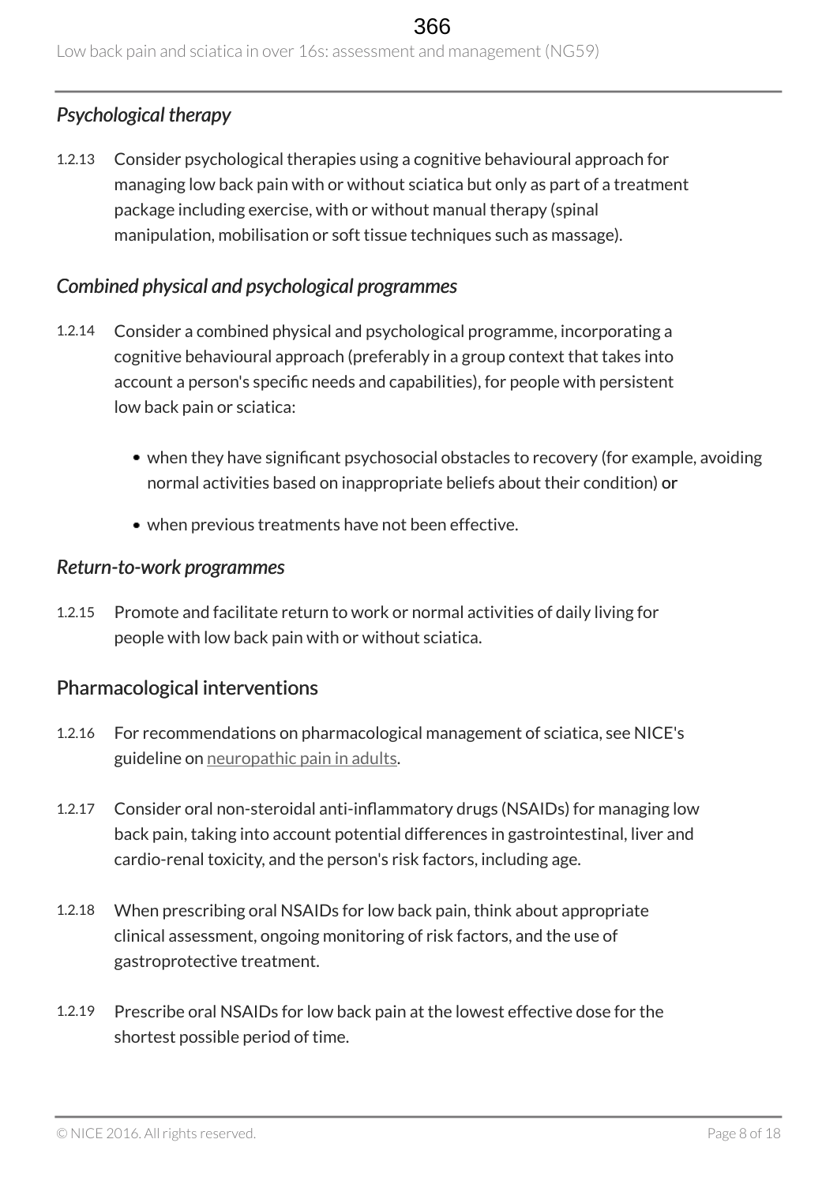### *Psychological therapy*

1.2.13 Consider psychological therapies using a cognitive behavioural approach for managing low back pain with or without sciatica but only as part of a treatment package including exercise, with or without manual therapy (spinal manipulation, mobilisation or soft tissue techniques such as massage).

### *Combined physical and psychological programmes*

1.2.14 Consider a combined physical and psychological programme, incorporating a cognitive behavioural approach (preferably in a group context that takes into account a person's specific needs and capabilities), for people with persistent low back pain or sciatica:

- when they have significant psychosocial obstacles to recovery (for example, avoiding normal activities based on inappropriate beliefs about their condition) **or**
- when previous treatments have not been effective.

### *Return-to-work programmes*

1.2.15 Promote and facilitate return to work or normal activities of daily living for people with low back pain with or without sciatica.

## Pharmacological interventions

1.2.16 For recommendations on pharmacological management of sciatica, see NICE's guideline on neuropathic pain in adults.

1.2.17 Consider oral non-steroidal anti-inflammatory drugs (NSAIDs) for managing low back pain, taking into account potential differences in gastrointestinal, liver and cardio-renal toxicity, and the person's risk factors, including age.

1.2.18 When prescribing oral NSAIDs for low back pain, think about appropriate clinical assessment, ongoing monitoring of risk factors, and the use of gastroprotective treatment.

1.2.19 Prescribe oral NSAIDs for low back pain at the lowest effective dose for the shortest possible period of time.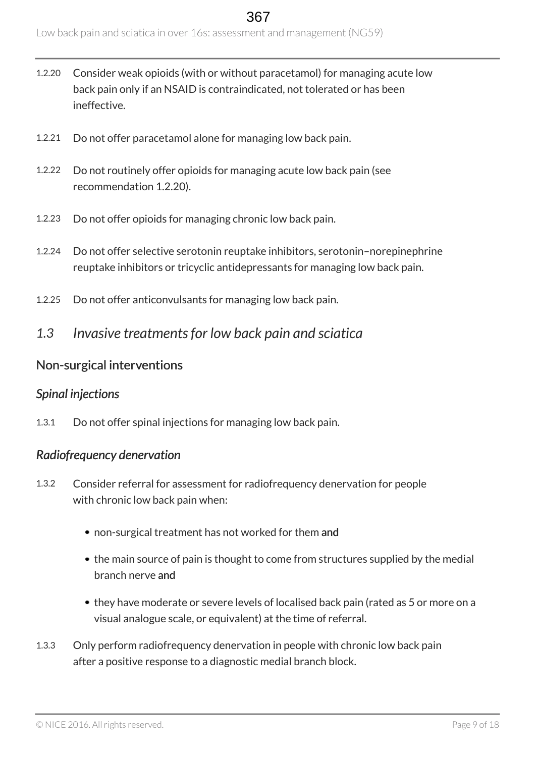1.2.20 Consider weak opioids (with or without paracetamol) for managing acute low back pain only if an NSAID is contraindicated, not tolerated or has been ineffective.

1.2.21 Do not offer paracetamol alone for managing low back pain.

1.2.22 Do not routinely offer opioids for managing acute low back pain (see recommendation 1.2.20).

1.2.23 Do not offer opioids for managing chronic low back pain.

1.2.24 Do not offer selective serotonin reuptake inhibitors, serotonin–norepinephrine reuptake inhibitors or tricyclic antidepressants for managing low back pain.

1.2.25 Do not offer anticonvulsants for managing low back pain.

## *1.3 Invasive treatments for low back pain and sciatica*

### Non-surgical interventions

#### *Spinal injections*

1.3.1 Do not offer spinal injections for managing low back pain.

#### *Radiofrequency denervation*

1.3.2 Consider referral for assessment for radiofrequency denervation for people with chronic low back pain when:

- non-surgical treatment has not worked for them **and**
- the main source of pain is thought to come from structures supplied by the medial branch nerve **and**
- they have moderate or severe levels of localised back pain (rated as 5 or more on a visual analogue scale, or equivalent) at the time of referral.

1.3.3 Only perform radiofrequency denervation in people with chronic low back pain after a positive response to a diagnostic medial branch block.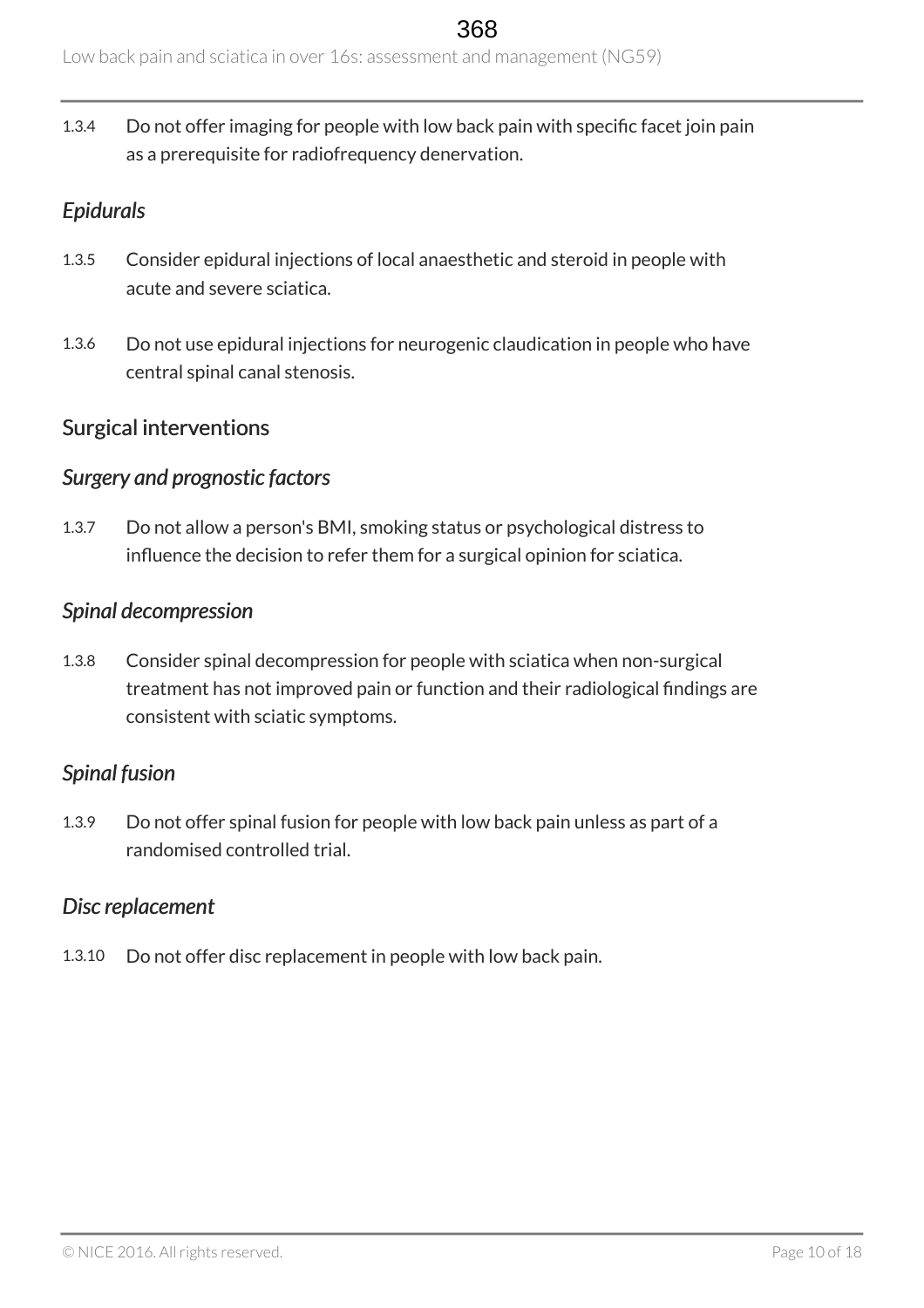1.3.4 Do not offer imaging for people with low back pain with specific facet join pain as a prerequisite for radiofrequency denervation.

### *Epidurals*

1.3.5 Consider epidural injections of local anaesthetic and steroid in people with acute and severe sciatica.

1.3.6 Do not use epidural injections for neurogenic claudication in people who have central spinal canal stenosis.

## Surgical interventions

### *Surgery and prognostic factors*

1.3.7 Do not allow a person's BMI, smoking status or psychological distress to influence the decision to refer them for a surgical opinion for sciatica.

### *Spinal decompression*

1.3.8 Consider spinal decompression for people with sciatica when non-surgical treatment has not improved pain or function and their radiological findings are consistent with sciatic symptoms.

### *Spinal fusion*

1.3.9 Do not offer spinal fusion for people with low back pain unless as part of a randomised controlled trial.

### *Disc replacement*

1.3.10 Do not offer disc replacement in people with low back pain.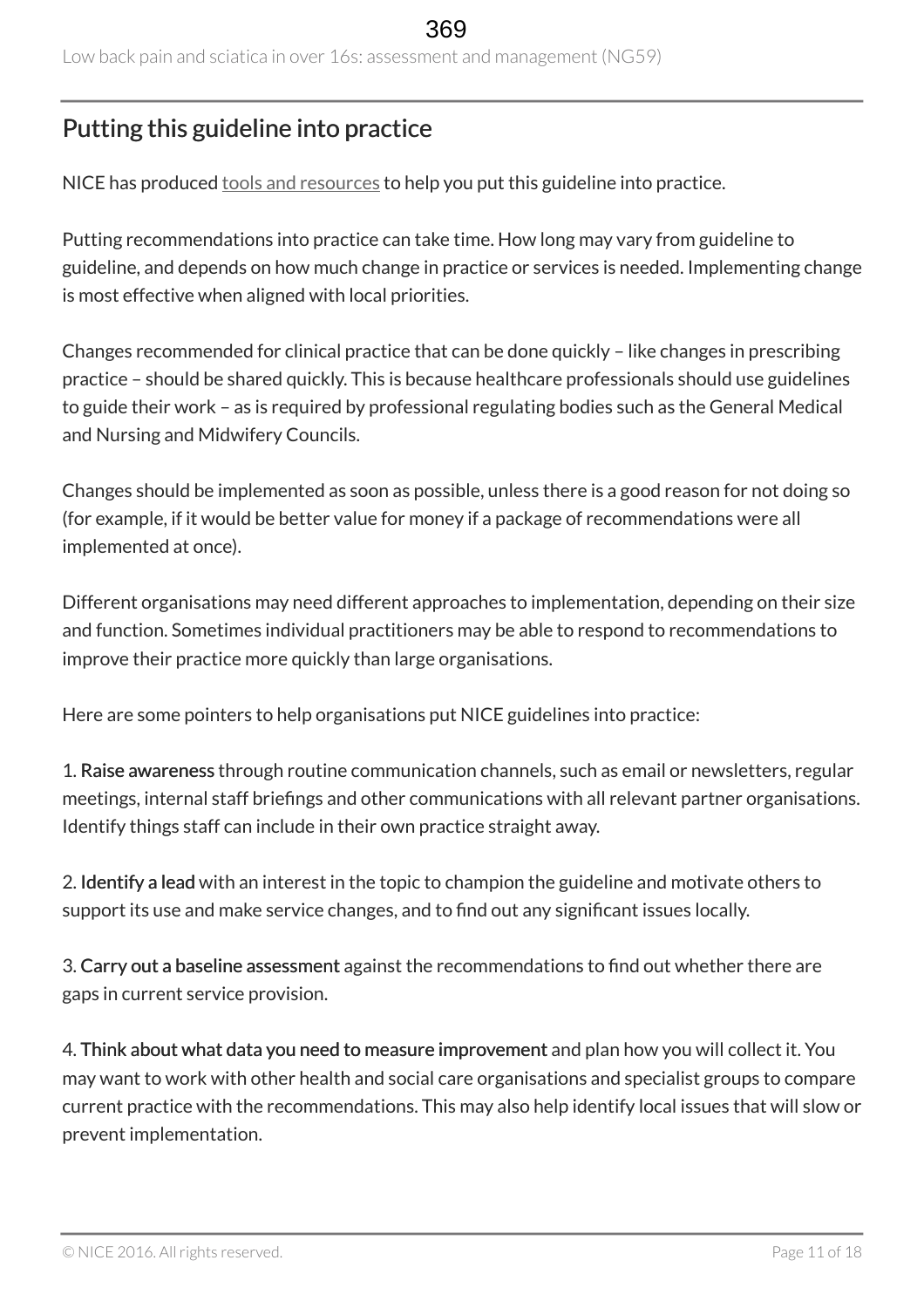## Putting this guideline into practice

NICE has produced tools and resources to help you put this guideline into practice.

Putting recommendations into practice can take time. How long may vary from guideline to guideline, and depends on how much change in practice or services is needed. Implementing change is most effective when aligned with local priorities.

Changes recommended for clinical practice that can be done quickly – like changes in prescribing practice – should be shared quickly. This is because healthcare professionals should use guidelines to guide their work – as is required by professional regulating bodies such as the General Medical and Nursing and Midwifery Councils.

Changes should be implemented as soon as possible, unless there is a good reason for not doing so (for example, if it would be better value for money if a package of recommendations were all implemented at once).

Different organisations may need different approaches to implementation, depending on their size and function. Sometimes individual practitioners may be able to respond to recommendations to improve their practice more quickly than large organisations.

Here are some pointers to help organisations put NICE guidelines into practice:

1. **Raise awareness** through routine communication channels, such as email or newsletters, regular meetings, internal staff briefings and other communications with all relevant partner organisations. Identify things staff can include in their own practice straight away.

2. **Identify a lead** with an interest in the topic to champion the guideline and motivate others to support its use and make service changes, and to find out any significant issues locally.

3. **Carry out a baseline assessment** against the recommendations to find out whether there are gaps in current service provision.

4. **Think about what data you need to measure improvement** and plan how you will collect it. You may want to work with other health and social care organisations and specialist groups to compare current practice with the recommendations. This may also help identify local issues that will slow or prevent implementation.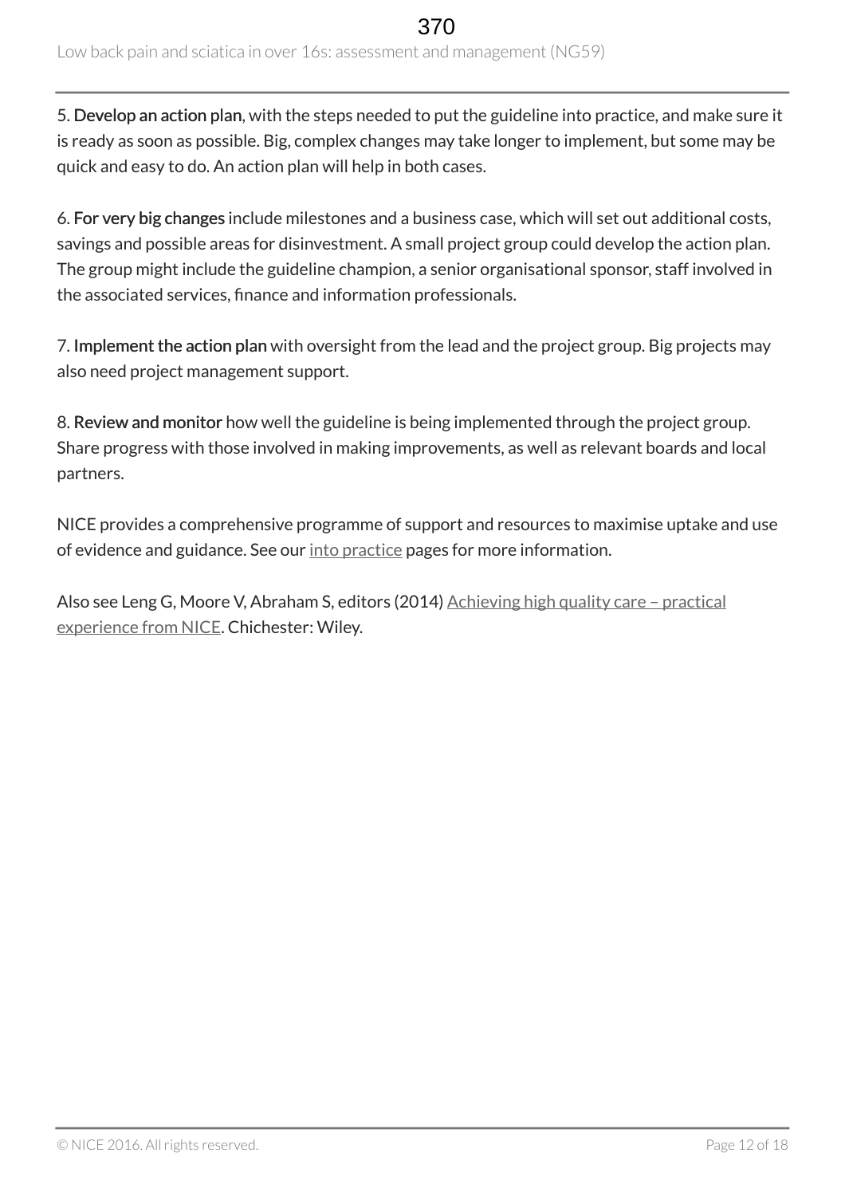5. **Develop an action plan**, with the steps needed to put the guideline into practice, and make sure it is ready as soon as possible. Big, complex changes may take longer to implement, but some may be quick and easy to do. An action plan will help in both cases.

6. **For very big changes** include milestones and a business case, which will set out additional costs, savings and possible areas for disinvestment. A small project group could develop the action plan. The group might include the guideline champion, a senior organisational sponsor, staff involved in the associated services, finance and information professionals.

7. **Implement the action plan** with oversight from the lead and the project group. Big projects may also need project management support.

8. **Review and monitor** how well the guideline is being implemented through the project group. Share progress with those involved in making improvements, as well as relevant boards and local partners.

NICE provides a comprehensive programme of support and resources to maximise uptake and use of evidence and guidance. See our into practice pages for more information.

Also see Leng G, Moore V, Abraham S, editors (2014) Achieving high quality care – practical experience from NICE. Chichester: Wiley.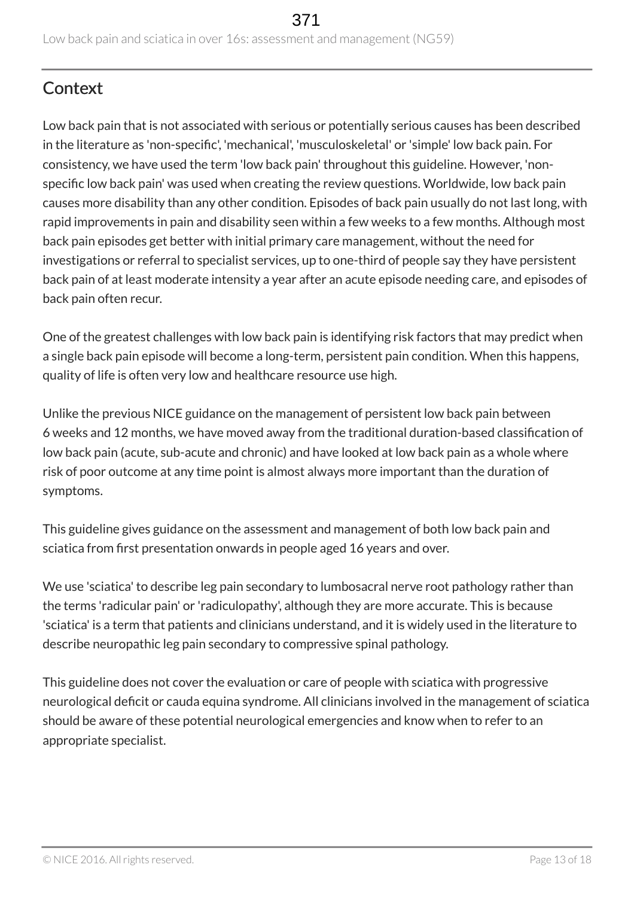## Context

Low back pain that is not associated with serious or potentially serious causes has been described in the literature as 'non-specific', 'mechanical', 'musculoskeletal' or 'simple' low back pain. For consistency, we have used the term 'low back pain' throughout this guideline. However, 'non-specific low back pain' was used when creating the review questions. Worldwide, low back pain causes more disability than any other condition. Episodes of back pain usually do not last long, with rapid improvements in pain and disability seen within a few weeks to a few months. Although most back pain episodes get better with initial primary care management, without the need for investigations or referral to specialist services, up to one-third of people say they have persistent back pain of at least moderate intensity a year after an acute episode needing care, and episodes of back pain often recur.

One of the greatest challenges with low back pain is identifying risk factors that may predict when a single back pain episode will become a long-term, persistent pain condition. When this happens, quality of life is often very low and healthcare resource use high.

Unlike the previous NICE guidance on the management of persistent low back pain between 6 weeks and 12 months, we have moved away from the traditional duration-based classification of low back pain (acute, sub-acute and chronic) and have looked at low back pain as a whole where risk of poor outcome at any time point is almost always more important than the duration of symptoms.

This guideline gives guidance on the assessment and management of both low back pain and sciatica from first presentation onwards in people aged 16 years and over.

We use 'sciatica' to describe leg pain secondary to lumbosacral nerve root pathology rather than the terms 'radicular pain' or 'radiculopathy', although they are more accurate. This is because 'sciatica' is a term that patients and clinicians understand, and it is widely used in the literature to describe neuropathic leg pain secondary to compressive spinal pathology.

This guideline does not cover the evaluation or care of people with sciatica with progressive neurological deficit or cauda equina syndrome. All clinicians involved in the management of sciatica should be aware of these potential neurological emergencies and know when to refer to an appropriate specialist.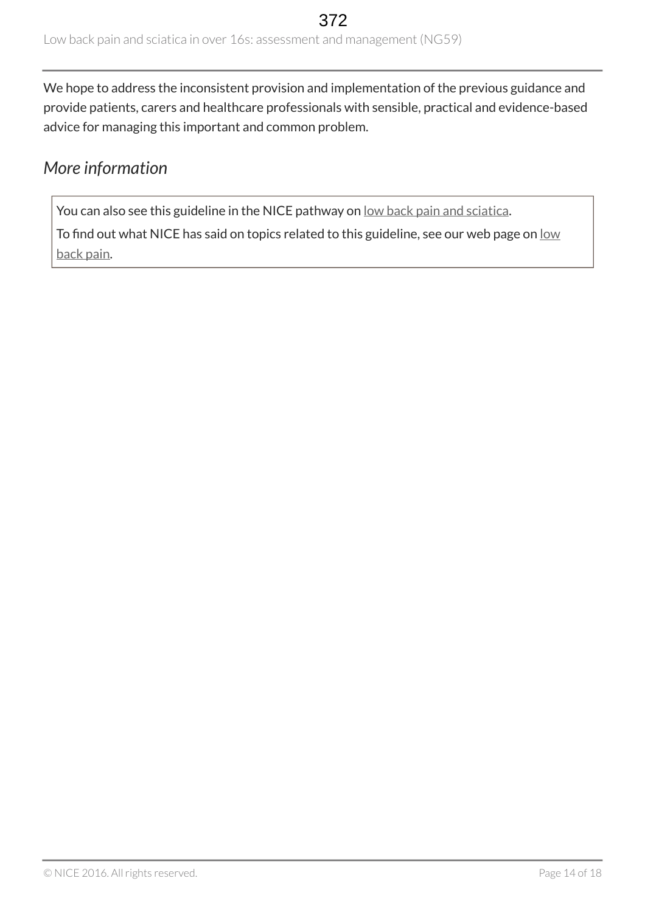We hope to address the inconsistent provision and implementation of the previous guidance and provide patients, carers and healthcare professionals with sensible, practical and evidence-based advice for managing this important and common problem.

## *More information*

You can also see this guideline in the NICE pathway on low back pain and sciatica.

To find out what NICE has said on topics related to this guideline, see our web page on low back pain.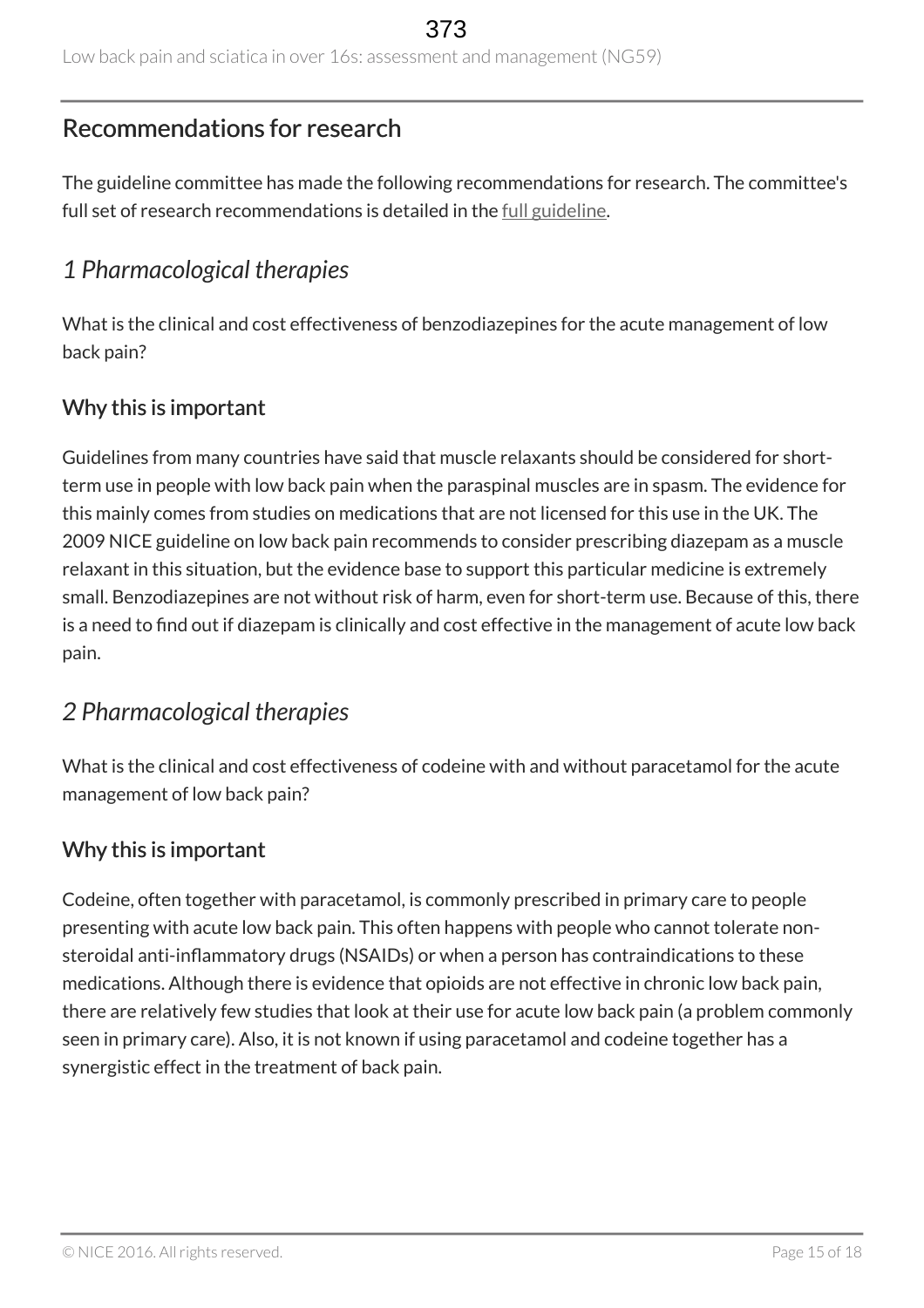## Recommendations for research

The guideline committee has made the following recommendations for research. The committee's full set of research recommendations is detailed in the full guideline.

### *1 Pharmacological therapies*

What is the clinical and cost effectiveness of benzodiazepines for the acute management of low back pain?

#### Why this is important

Guidelines from many countries have said that muscle relaxants should be considered for short-term use in people with low back pain when the paraspinal muscles are in spasm. The evidence for this mainly comes from studies on medications that are not licensed for this use in the UK. The 2009 NICE guideline on low back pain recommends to consider prescribing diazepam as a muscle relaxant in this situation, but the evidence base to support this particular medicine is extremely small. Benzodiazepines are not without risk of harm, even for short-term use. Because of this, there is a need to find out if diazepam is clinically and cost effective in the management of acute low back pain.

### *2 Pharmacological therapies*

What is the clinical and cost effectiveness of codeine with and without paracetamol for the acute management of low back pain?

#### Why this is important

Codeine, often together with paracetamol, is commonly prescribed in primary care to people presenting with acute low back pain. This often happens with people who cannot tolerate non-steroidal anti-inflammatory drugs (NSAIDs) or when a person has contraindications to these medications. Although there is evidence that opioids are not effective in chronic low back pain, there are relatively few studies that look at their use for acute low back pain (a problem commonly seen in primary care). Also, it is not known if using paracetamol and codeine together has a synergistic effect in the treatment of back pain.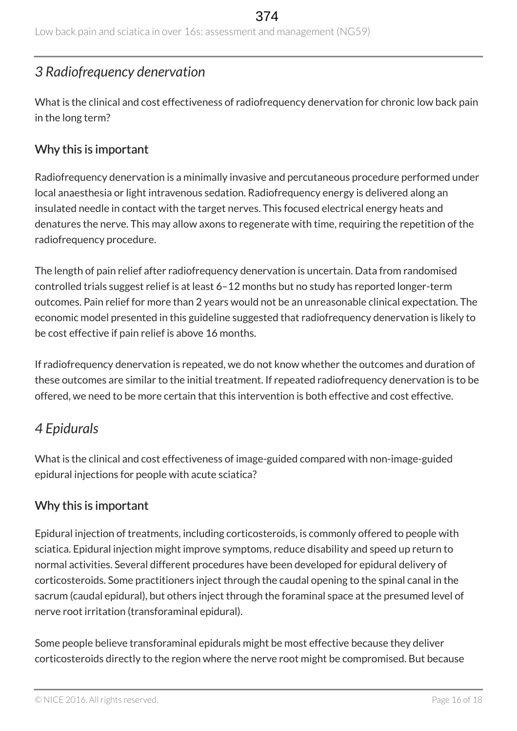## *3 Radiofrequency denervation*

What is the clinical and cost effectiveness of radiofrequency denervation for chronic low back pain in the long term?

### Why this is important

Radiofrequency denervation is a minimally invasive and percutaneous procedure performed under local anaesthesia or light intravenous sedation. Radiofrequency energy is delivered along an insulated needle in contact with the target nerves. This focused electrical energy heats and denatures the nerve. This may allow axons to regenerate with time, requiring the repetition of the radiofrequency procedure.

The length of pain relief after radiofrequency denervation is uncertain. Data from randomised controlled trials suggest relief is at least 6–12 months but no study has reported longer-term outcomes. Pain relief for more than 2 years would not be an unreasonable clinical expectation. The economic model presented in this guideline suggested that radiofrequency denervation is likely to be cost effective if pain relief is above 16 months.

If radiofrequency denervation is repeated, we do not know whether the outcomes and duration of these outcomes are similar to the initial treatment. If repeated radiofrequency denervation is to be offered, we need to be more certain that this intervention is both effective and cost effective.

## *4 Epidurals*

What is the clinical and cost effectiveness of image-guided compared with non-image-guided epidural injections for people with acute sciatica?

### Why this is important

Epidural injection of treatments, including corticosteroids, is commonly offered to people with sciatica. Epidural injection might improve symptoms, reduce disability and speed up return to normal activities. Several different procedures have been developed for epidural delivery of corticosteroids. Some practitioners inject through the caudal opening to the spinal canal in the sacrum (caudal epidural), but others inject through the foraminal space at the presumed level of nerve root irritation (transforaminal epidural).

Some people believe transforaminal epidurals might be most effective because they deliver corticosteroids directly to the region where the nerve root might be compromised. But because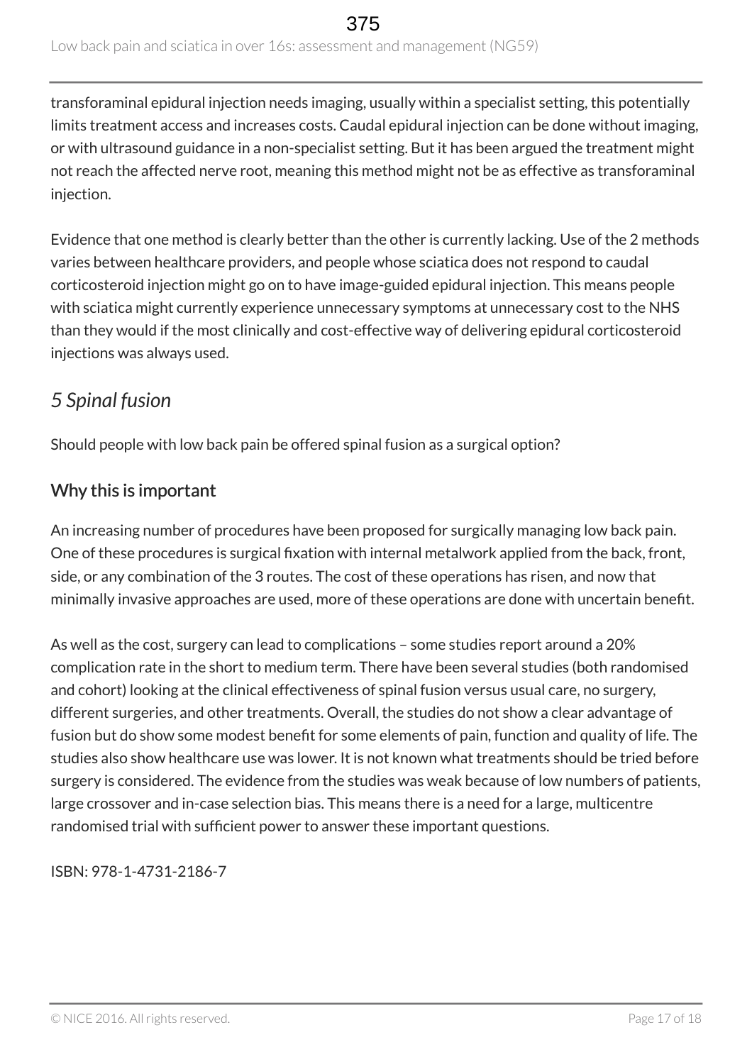transforaminal epidural injection needs imaging, usually within a specialist setting, this potentially limits treatment access and increases costs. Caudal epidural injection can be done without imaging, or with ultrasound guidance in a non-specialist setting. But it has been argued the treatment might not reach the affected nerve root, meaning this method might not be as effective as transforaminal injection.

Evidence that one method is clearly better than the other is currently lacking. Use of the 2 methods varies between healthcare providers, and people whose sciatica does not respond to caudal corticosteroid injection might go on to have image-guided epidural injection. This means people with sciatica might currently experience unnecessary symptoms at unnecessary cost to the NHS than they would if the most clinically and cost-effective way of delivering epidural corticosteroid injections was always used.

## *5 Spinal fusion*

Should people with low back pain be offered spinal fusion as a surgical option?

### Why this is important

An increasing number of procedures have been proposed for surgically managing low back pain. One of these procedures is surgical fixation with internal metalwork applied from the back, front, side, or any combination of the 3 routes. The cost of these operations has risen, and now that minimally invasive approaches are used, more of these operations are done with uncertain benefit.

As well as the cost, surgery can lead to complications – some studies report around a 20% complication rate in the short to medium term. There have been several studies (both randomised and cohort) looking at the clinical effectiveness of spinal fusion versus usual care, no surgery, different surgeries, and other treatments. Overall, the studies do not show a clear advantage of fusion but do show some modest benefit for some elements of pain, function and quality of life. The studies also show healthcare use was lower. It is not known what treatments should be tried before surgery is considered. The evidence from the studies was weak because of low numbers of patients, large crossover and in-case selection bias. This means there is a need for a large, multicentre randomised trial with sufficient power to answer these important questions.

ISBN: 978-1-4731-2186-7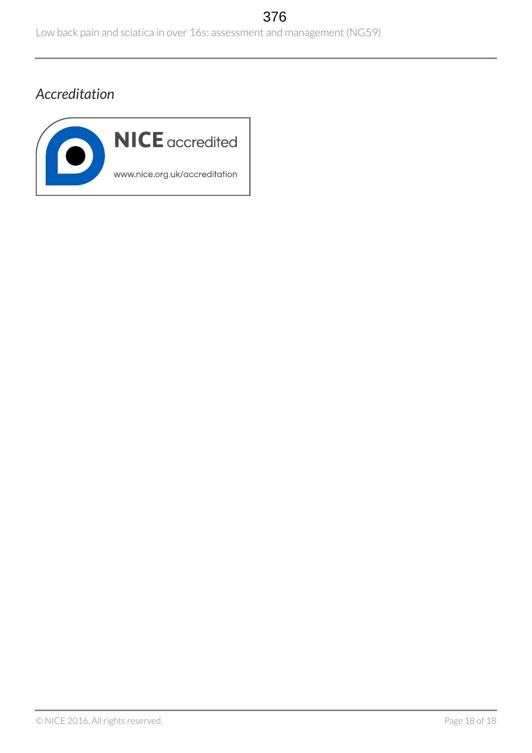*Accreditation*

NICE accredited

www.nice.org.uk/accreditation